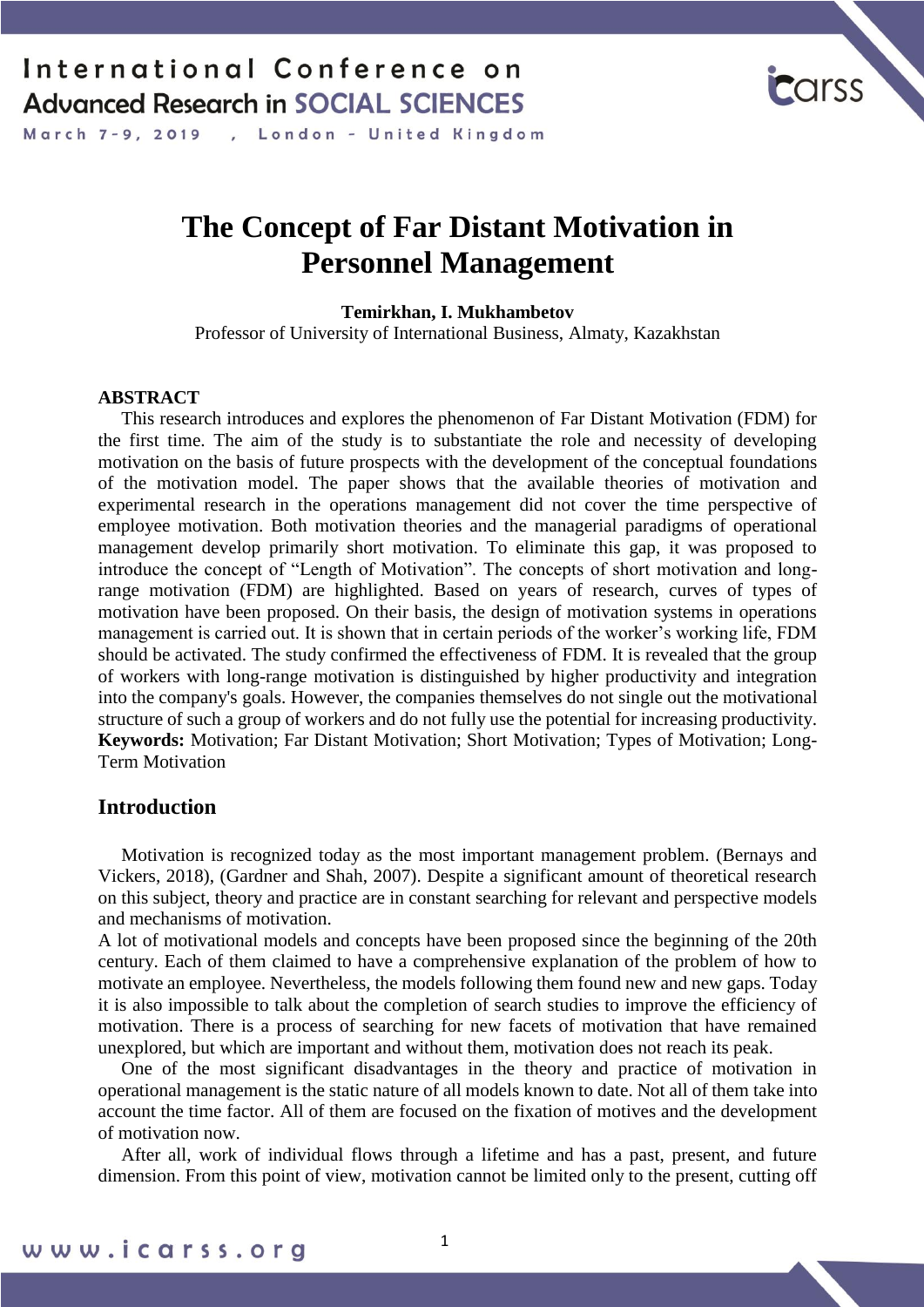# The Concept of Far Distant Motivation in Personnel Management

**Temirkhan, I. Mukhambetov**

Professor of University of International Business, Almaty, Kazakhstan

## ABSTRACT

This research introduces and explores the phenomenon of Far Distant Motivation (FDM) for the first time. The aim of the study is to substantiate the role and necessity of developing motivation on the basis of future prospects with the development of the conceptual foundations of the motivation model. The paper shows that the available theories of motivation and experimental research in the operations management did not cover the time perspective of employee motivation. Both motivation theories and the managerial paradigms of operational management develop primarily short motivation. To eliminate this gap, it was proposed to introduce the concept of "Length of Motivation". The concepts of short motivation and long-range motivation (FDM) are highlighted. Based on years of research, curves of types of motivation have been proposed. On their basis, the design of motivation systems in operations management is carried out. It is shown that in certain periods of the worker's working life, FDM should be activated. The study confirmed the effectiveness of FDM. It is revealed that the group of workers with long-range motivation is distinguished by higher productivity and integration into the company's goals. However, the companies themselves do not single out the motivational structure of such a group of workers and do not fully use the potential for increasing productivity.

**Keywords:** Motivation; Far Distant Motivation; Short Motivation; Types of Motivation; Long-Term Motivation

## Introduction

Motivation is recognized today as the most important management problem. (Bernays and Vickers, 2018), (Gardner and Shah, 2007). Despite a significant amount of theoretical research on this subject, theory and practice are in constant searching for relevant and perspective models and mechanisms of motivation.

A lot of motivational models and concepts have been proposed since the beginning of the 20th century. Each of them claimed to have a comprehensive explanation of the problem of how to motivate an employee. Nevertheless, the models following them found new and new gaps. Today it is also impossible to talk about the completion of search studies to improve the efficiency of motivation. There is a process of searching for new facets of motivation that have remained unexplored, but which are important and without them, motivation does not reach its peak.

One of the most significant disadvantages in the theory and practice of motivation in operational management is the static nature of all models known to date. Not all of them take into account the time factor. All of them are focused on the fixation of motives and the development of motivation now.

After all, work of individual flows through a lifetime and has a past, present, and future dimension. From this point of view, motivation cannot be limited only to the present, cutting off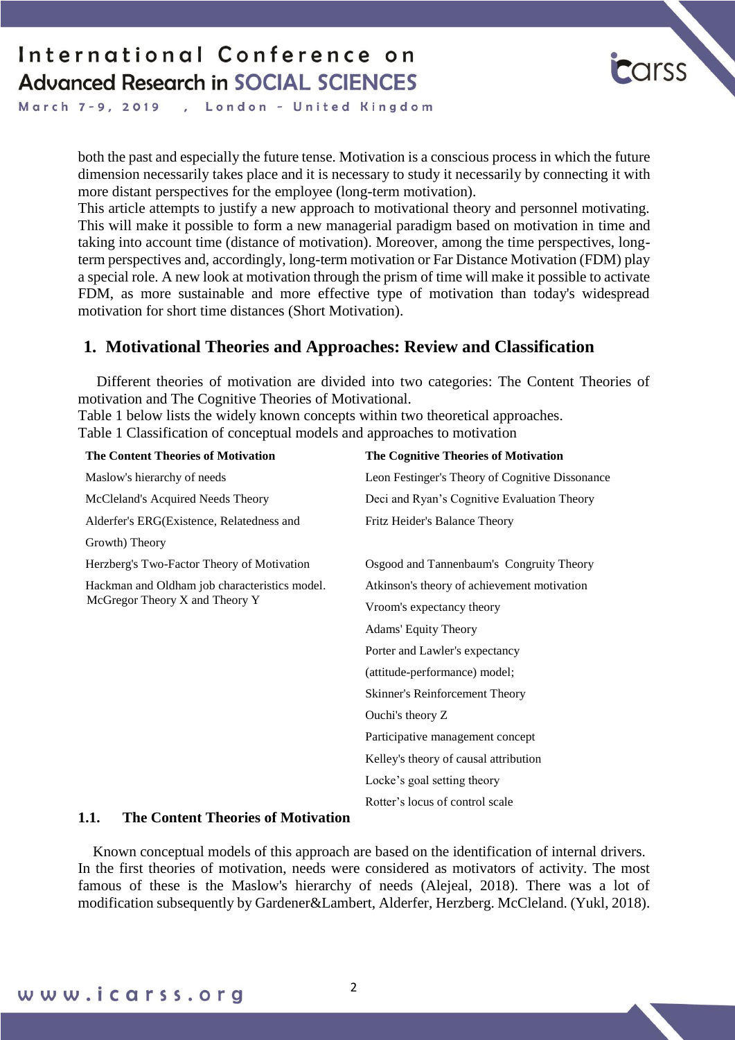both the past and especially the future tense. Motivation is a conscious process in which the future dimension necessarily takes place and it is necessary to study it necessarily by connecting it with more distant perspectives for the employee (long-term motivation).
This article attempts to justify a new approach to motivational theory and personnel motivating. This will make it possible to form a new managerial paradigm based on motivation in time and taking into account time (distance of motivation). Moreover, among the time perspectives, long-term perspectives and, accordingly, long-term motivation or Far Distance Motivation (FDM) play a special role. A new look at motivation through the prism of time will make it possible to activate FDM, as more sustainable and more effective type of motivation than today's widespread motivation for short time distances (Short Motivation).

## 1. Motivational Theories and Approaches: Review and Classification

Different theories of motivation are divided into two categories: The Content Theories of motivation and The Cognitive Theories of Motivational.
Table 1 below lists the widely known concepts within two theoretical approaches.
Table 1 Classification of conceptual models and approaches to motivation

| **The Content Theories of Motivation** | **The Cognitive Theories of Motivation** |
|---|---|
| Maslow's hierarchy of needs | Leon Festinger's Theory of Cognitive Dissonance |
| McCleland's Acquired Needs Theory | Deci and Ryan's Cognitive Evaluation Theory |
| Alderfer's ERG(Existence, Relatedness and Growth) Theory | Fritz Heider's Balance Theory |
| Herzberg's Two-Factor Theory of Motivation | Osgood and Tannenbaum's Congruity Theory |
| Hackman and Oldham job characteristics model. McGregor Theory X and Theory Y | Atkinson's theory of achievement motivation |
| | Vroom's expectancy theory |
| | Adams' Equity Theory |
| | Porter and Lawler's expectancy (attitude-performance) model; |
| | Skinner's Reinforcement Theory |
| | Ouchi's theory Z |
| | Participative management concept |
| | Kelley's theory of causal attribution |
| | Locke's goal setting theory |
| | Rotter's locus of control scale |

### 1.1. The Content Theories of Motivation

Known conceptual models of this approach are based on the identification of internal drivers. In the first theories of motivation, needs were considered as motivators of activity. The most famous of these is the Maslow's hierarchy of needs (Alejeal, 2018). There was a lot of modification subsequently by Gardener&Lambert, Alderfer, Herzberg. McCleland. (Yukl, 2018).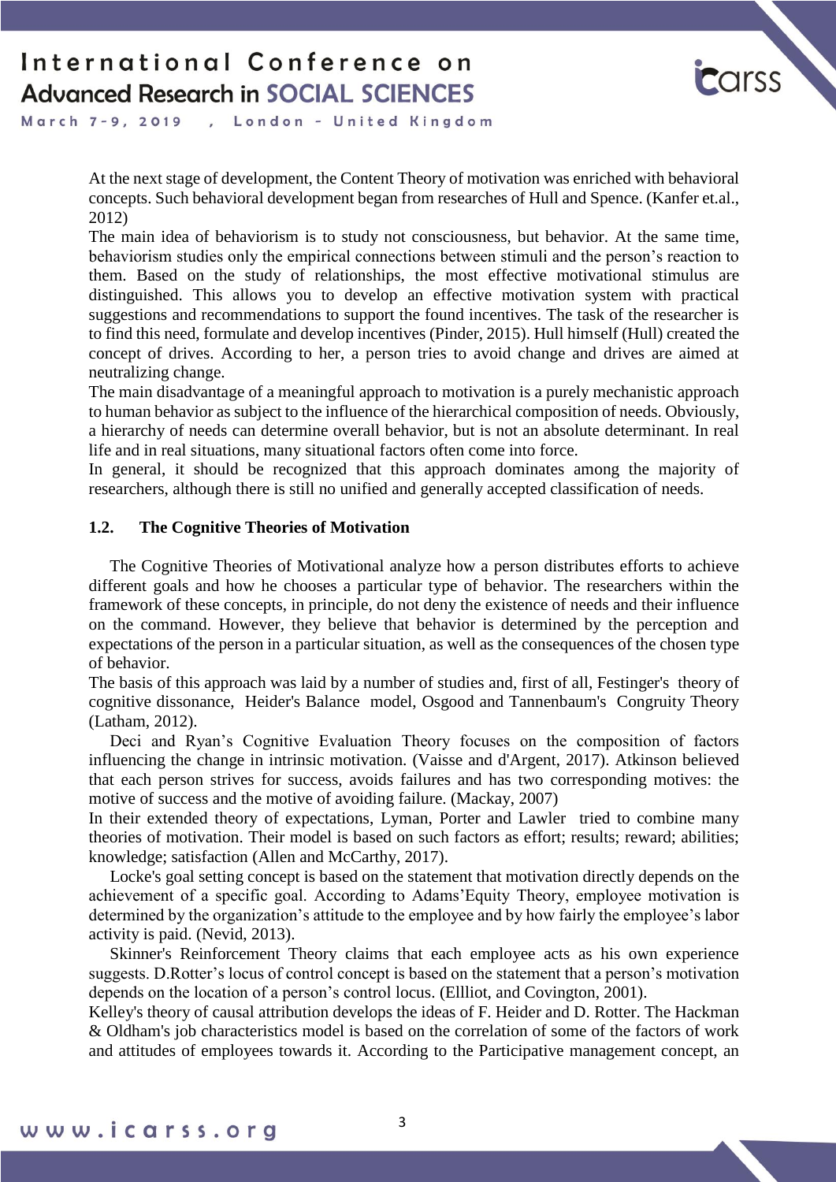At the next stage of development, the Content Theory of motivation was enriched with behavioral concepts. Such behavioral development began from researches of Hull and Spence. (Kanfer et.al., 2012)

The main idea of behaviorism is to study not consciousness, but behavior. At the same time, behaviorism studies only the empirical connections between stimuli and the person's reaction to them. Based on the study of relationships, the most effective motivational stimulus are distinguished. This allows you to develop an effective motivation system with practical suggestions and recommendations to support the found incentives. The task of the researcher is to find this need, formulate and develop incentives (Pinder, 2015). Hull himself (Hull) created the concept of drives. According to her, a person tries to avoid change and drives are aimed at neutralizing change.

The main disadvantage of a meaningful approach to motivation is a purely mechanistic approach to human behavior as subject to the influence of the hierarchical composition of needs. Obviously, a hierarchy of needs can determine overall behavior, but is not an absolute determinant. In real life and in real situations, many situational factors often come into force.

In general, it should be recognized that this approach dominates among the majority of researchers, although there is still no unified and generally accepted classification of needs.

### 1.2. The Cognitive Theories of Motivation

The Cognitive Theories of Motivational analyze how a person distributes efforts to achieve different goals and how he chooses a particular type of behavior. The researchers within the framework of these concepts, in principle, do not deny the existence of needs and their influence on the command. However, they believe that behavior is determined by the perception and expectations of the person in a particular situation, as well as the consequences of the chosen type of behavior.

The basis of this approach was laid by a number of studies and, first of all, Festinger's theory of cognitive dissonance, Heider's Balance model, Osgood and Tannenbaum's Congruity Theory (Latham, 2012).

Deci and Ryan's Cognitive Evaluation Theory focuses on the composition of factors influencing the change in intrinsic motivation. (Vaisse and d'Argent, 2017). Atkinson believed that each person strives for success, avoids failures and has two corresponding motives: the motive of success and the motive of avoiding failure. (Mackay, 2007)

In their extended theory of expectations, Lyman, Porter and Lawler tried to combine many theories of motivation. Their model is based on such factors as effort; results; reward; abilities; knowledge; satisfaction (Allen and McCarthy, 2017).

Locke's goal setting concept is based on the statement that motivation directly depends on the achievement of a specific goal. According to Adams'Equity Theory, employee motivation is determined by the organization's attitude to the employee and by how fairly the employee's labor activity is paid. (Nevid, 2013).

Skinner's Reinforcement Theory claims that each employee acts as his own experience suggests. D.Rotter's locus of control concept is based on the statement that a person's motivation depends on the location of a person's control locus. (Ellliot, and Covington, 2001).

Kelley's theory of causal attribution develops the ideas of F. Heider and D. Rotter. The Hackman & Oldham's job characteristics model is based on the correlation of some of the factors of work and attitudes of employees towards it. According to the Participative management concept, an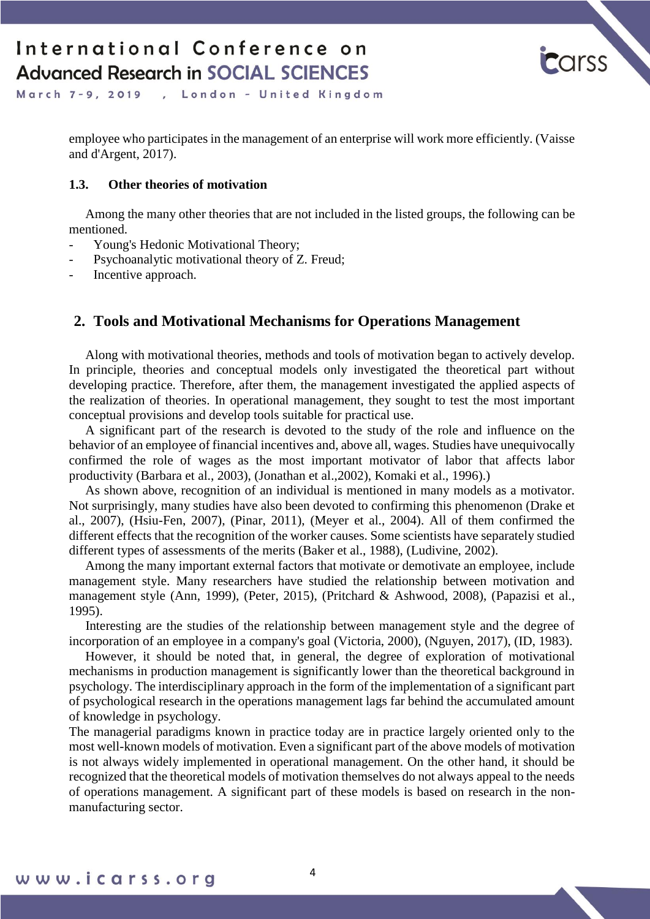employee who participates in the management of an enterprise will work more efficiently. (Vaisse and d'Argent, 2017).

### 1.3. Other theories of motivation

Among the many other theories that are not included in the listed groups, the following can be mentioned.

- Young's Hedonic Motivational Theory;
- Psychoanalytic motivational theory of Z. Freud;
- Incentive approach.

## 2. Tools and Motivational Mechanisms for Operations Management

Along with motivational theories, methods and tools of motivation began to actively develop. In principle, theories and conceptual models only investigated the theoretical part without developing practice. Therefore, after them, the management investigated the applied aspects of the realization of theories. In operational management, they sought to test the most important conceptual provisions and develop tools suitable for practical use.

A significant part of the research is devoted to the study of the role and influence on the behavior of an employee of financial incentives and, above all, wages. Studies have unequivocally confirmed the role of wages as the most important motivator of labor that affects labor productivity (Barbara et al., 2003), (Jonathan et al.,2002), Komaki et al., 1996).)

As shown above, recognition of an individual is mentioned in many models as a motivator. Not surprisingly, many studies have also been devoted to confirming this phenomenon (Drake et al., 2007), (Hsiu-Fen, 2007), (Pinar, 2011), (Meyer et al., 2004). All of them confirmed the different effects that the recognition of the worker causes. Some scientists have separately studied different types of assessments of the merits (Baker et al., 1988), (Ludivine, 2002).

Among the many important external factors that motivate or demotivate an employee, include management style. Many researchers have studied the relationship between motivation and management style (Ann, 1999), (Peter, 2015), (Pritchard & Ashwood, 2008), (Papazisi et al., 1995).

Interesting are the studies of the relationship between management style and the degree of incorporation of an employee in a company's goal (Victoria, 2000), (Nguyen, 2017), (ID, 1983).

However, it should be noted that, in general, the degree of exploration of motivational mechanisms in production management is significantly lower than the theoretical background in psychology. The interdisciplinary approach in the form of the implementation of a significant part of psychological research in the operations management lags far behind the accumulated amount of knowledge in psychology.

The managerial paradigms known in practice today are in practice largely oriented only to the most well-known models of motivation. Even a significant part of the above models of motivation is not always widely implemented in operational management. On the other hand, it should be recognized that the theoretical models of motivation themselves do not always appeal to the needs of operations management. A significant part of these models is based on research in the non-manufacturing sector.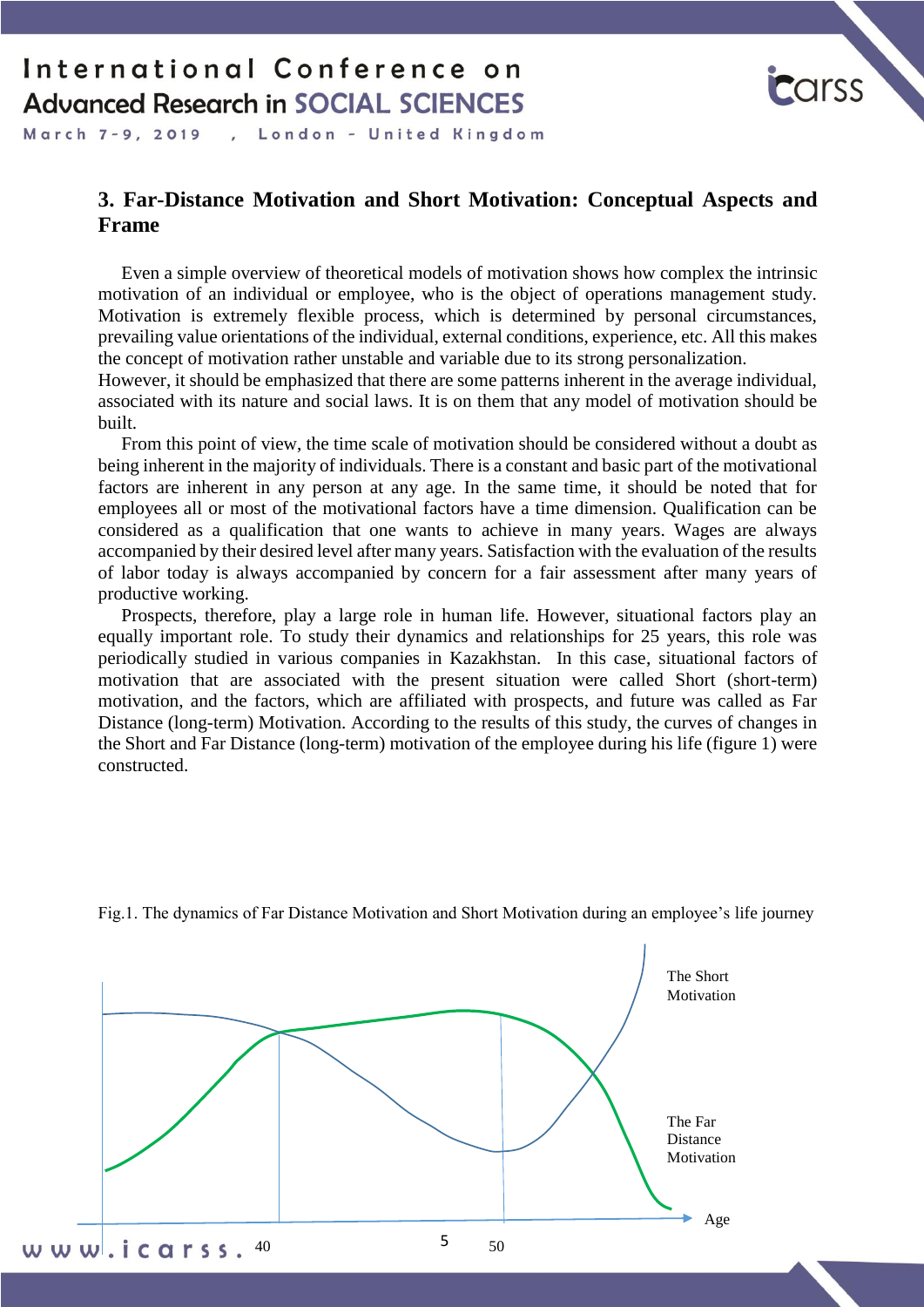## 3. Far-Distance Motivation and Short Motivation: Conceptual Aspects and Frame

Even a simple overview of theoretical models of motivation shows how complex the intrinsic motivation of an individual or employee, who is the object of operations management study. Motivation is extremely flexible process, which is determined by personal circumstances, prevailing value orientations of the individual, external conditions, experience, etc. All this makes the concept of motivation rather unstable and variable due to its strong personalization.
However, it should be emphasized that there are some patterns inherent in the average individual, associated with its nature and social laws. It is on them that any model of motivation should be built.

From this point of view, the time scale of motivation should be considered without a doubt as being inherent in the majority of individuals. There is a constant and basic part of the motivational factors are inherent in any person at any age. In the same time, it should be noted that for employees all or most of the motivational factors have a time dimension. Qualification can be considered as a qualification that one wants to achieve in many years. Wages are always accompanied by their desired level after many years. Satisfaction with the evaluation of the results of labor today is always accompanied by concern for a fair assessment after many years of productive working.

Prospects, therefore, play a large role in human life. However, situational factors play an equally important role. To study their dynamics and relationships for 25 years, this role was periodically studied in various companies in Kazakhstan. In this case, situational factors of motivation that are associated with the present situation were called Short (short-term) motivation, and the factors, which are affiliated with prospects, and future was called as Far Distance (long-term) Motivation. According to the results of this study, the curves of changes in the Short and Far Distance (long-term) motivation of the employee during his life (figure 1) were constructed.

Fig.1. The dynamics of Far Distance Motivation and Short Motivation during an employee's life journey

The Short Motivation

The Far Distance Motivation

Age

40

50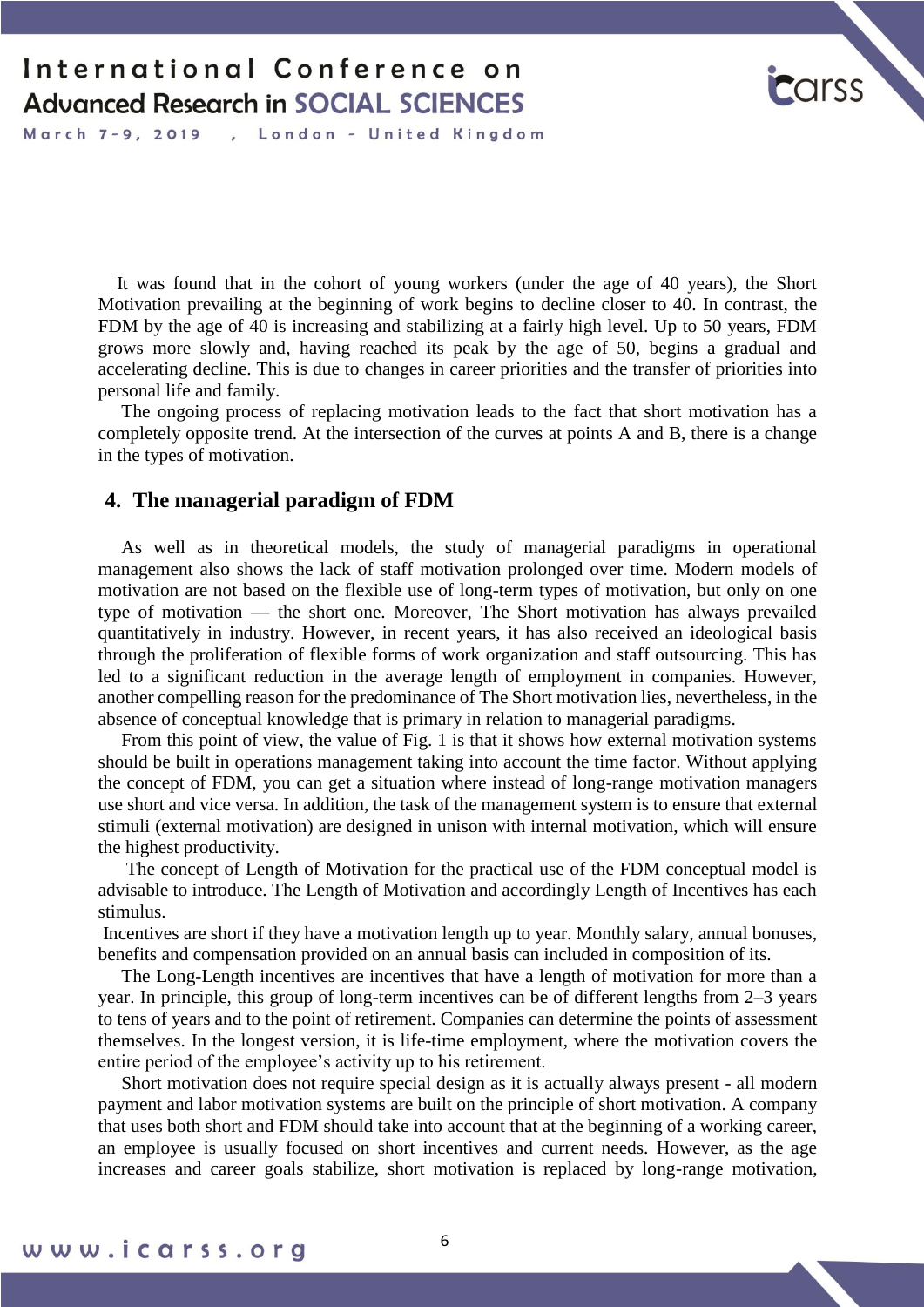It was found that in the cohort of young workers (under the age of 40 years), the Short Motivation prevailing at the beginning of work begins to decline closer to 40. In contrast, the FDM by the age of 40 is increasing and stabilizing at a fairly high level. Up to 50 years, FDM grows more slowly and, having reached its peak by the age of 50, begins a gradual and accelerating decline. This is due to changes in career priorities and the transfer of priorities into personal life and family.

The ongoing process of replacing motivation leads to the fact that short motivation has a completely opposite trend. At the intersection of the curves at points A and B, there is a change in the types of motivation.

## 4. The managerial paradigm of FDM

As well as in theoretical models, the study of managerial paradigms in operational management also shows the lack of staff motivation prolonged over time. Modern models of motivation are not based on the flexible use of long-term types of motivation, but only on one type of motivation — the short one. Moreover, The Short motivation has always prevailed quantitatively in industry. However, in recent years, it has also received an ideological basis through the proliferation of flexible forms of work organization and staff outsourcing. This has led to a significant reduction in the average length of employment in companies. However, another compelling reason for the predominance of The Short motivation lies, nevertheless, in the absence of conceptual knowledge that is primary in relation to managerial paradigms.

From this point of view, the value of Fig. 1 is that it shows how external motivation systems should be built in operations management taking into account the time factor. Without applying the concept of FDM, you can get a situation where instead of long-range motivation managers use short and vice versa. In addition, the task of the management system is to ensure that external stimuli (external motivation) are designed in unison with internal motivation, which will ensure the highest productivity.

The concept of Length of Motivation for the practical use of the FDM conceptual model is advisable to introduce. The Length of Motivation and accordingly Length of Incentives has each stimulus.

Incentives are short if they have a motivation length up to year. Monthly salary, annual bonuses, benefits and compensation provided on an annual basis can included in composition of its.

The Long-Length incentives are incentives that have a length of motivation for more than a year. In principle, this group of long-term incentives can be of different lengths from 2–3 years to tens of years and to the point of retirement. Companies can determine the points of assessment themselves. In the longest version, it is life-time employment, where the motivation covers the entire period of the employee's activity up to his retirement.

Short motivation does not require special design as it is actually always present - all modern payment and labor motivation systems are built on the principle of short motivation. A company that uses both short and FDM should take into account that at the beginning of a working career, an employee is usually focused on short incentives and current needs. However, as the age increases and career goals stabilize, short motivation is replaced by long-range motivation,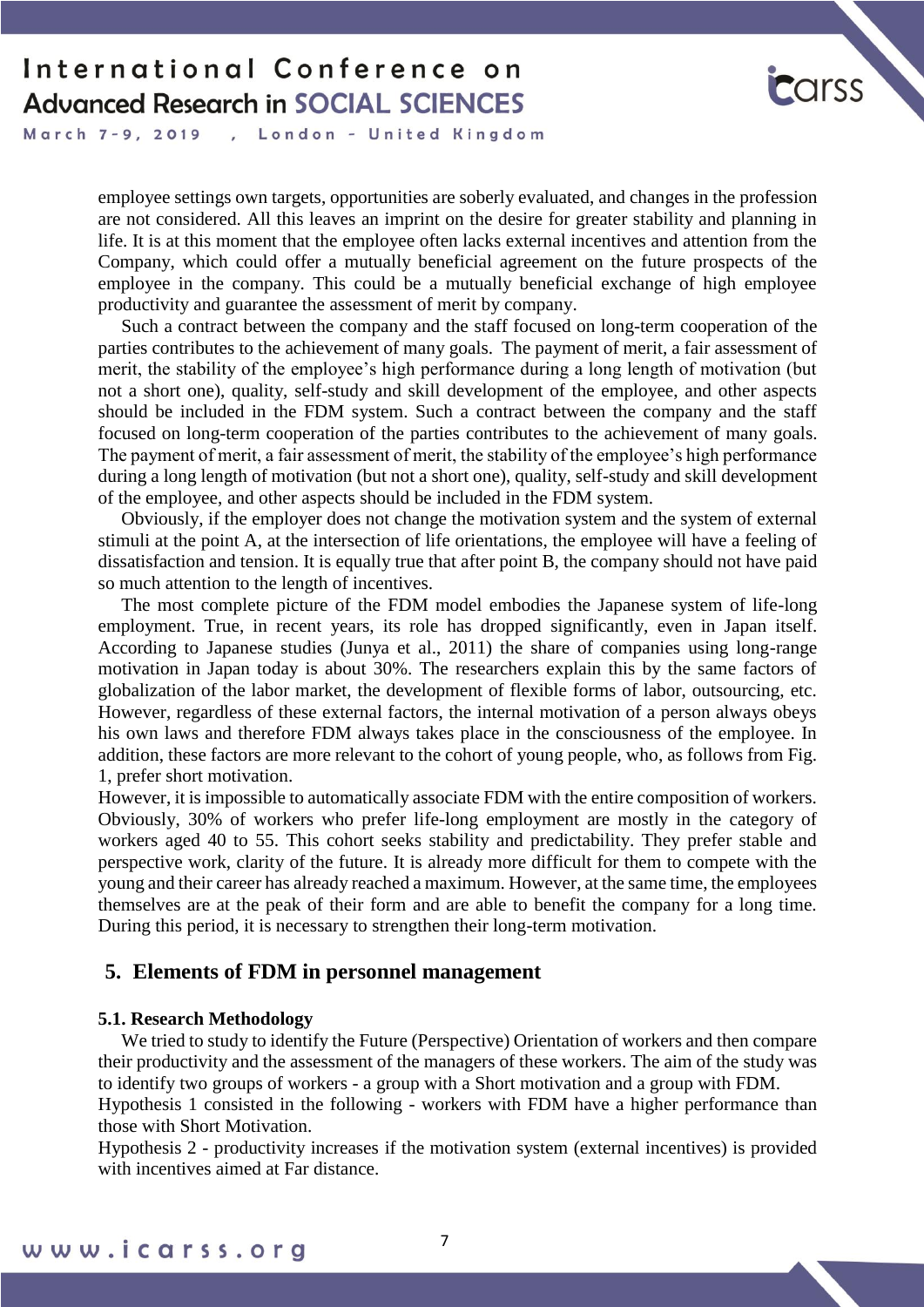employee settings own targets, opportunities are soberly evaluated, and changes in the profession are not considered. All this leaves an imprint on the desire for greater stability and planning in life. It is at this moment that the employee often lacks external incentives and attention from the Company, which could offer a mutually beneficial agreement on the future prospects of the employee in the company. This could be a mutually beneficial exchange of high employee productivity and guarantee the assessment of merit by company.

Such a contract between the company and the staff focused on long-term cooperation of the parties contributes to the achievement of many goals. The payment of merit, a fair assessment of merit, the stability of the employee's high performance during a long length of motivation (but not a short one), quality, self-study and skill development of the employee, and other aspects should be included in the FDM system. Such a contract between the company and the staff focused on long-term cooperation of the parties contributes to the achievement of many goals. The payment of merit, a fair assessment of merit, the stability of the employee's high performance during a long length of motivation (but not a short one), quality, self-study and skill development of the employee, and other aspects should be included in the FDM system.

Obviously, if the employer does not change the motivation system and the system of external stimuli at the point A, at the intersection of life orientations, the employee will have a feeling of dissatisfaction and tension. It is equally true that after point B, the company should not have paid so much attention to the length of incentives.

The most complete picture of the FDM model embodies the Japanese system of life-long employment. True, in recent years, its role has dropped significantly, even in Japan itself. According to Japanese studies (Junya et al., 2011) the share of companies using long-range motivation in Japan today is about 30%. The researchers explain this by the same factors of globalization of the labor market, the development of flexible forms of labor, outsourcing, etc. However, regardless of these external factors, the internal motivation of a person always obeys his own laws and therefore FDM always takes place in the consciousness of the employee. In addition, these factors are more relevant to the cohort of young people, who, as follows from Fig. 1, prefer short motivation.

However, it is impossible to automatically associate FDM with the entire composition of workers. Obviously, 30% of workers who prefer life-long employment are mostly in the category of workers aged 40 to 55. This cohort seeks stability and predictability. They prefer stable and perspective work, clarity of the future. It is already more difficult for them to compete with the young and their career has already reached a maximum. However, at the same time, the employees themselves are at the peak of their form and are able to benefit the company for a long time. During this period, it is necessary to strengthen their long-term motivation.

## 5. Elements of FDM in personnel management

### 5.1. Research Methodology

We tried to study to identify the Future (Perspective) Orientation of workers and then compare their productivity and the assessment of the managers of these workers. The aim of the study was to identify two groups of workers - a group with a Short motivation and a group with FDM.

Hypothesis 1 consisted in the following - workers with FDM have a higher performance than those with Short Motivation.

Hypothesis 2 - productivity increases if the motivation system (external incentives) is provided with incentives aimed at Far distance.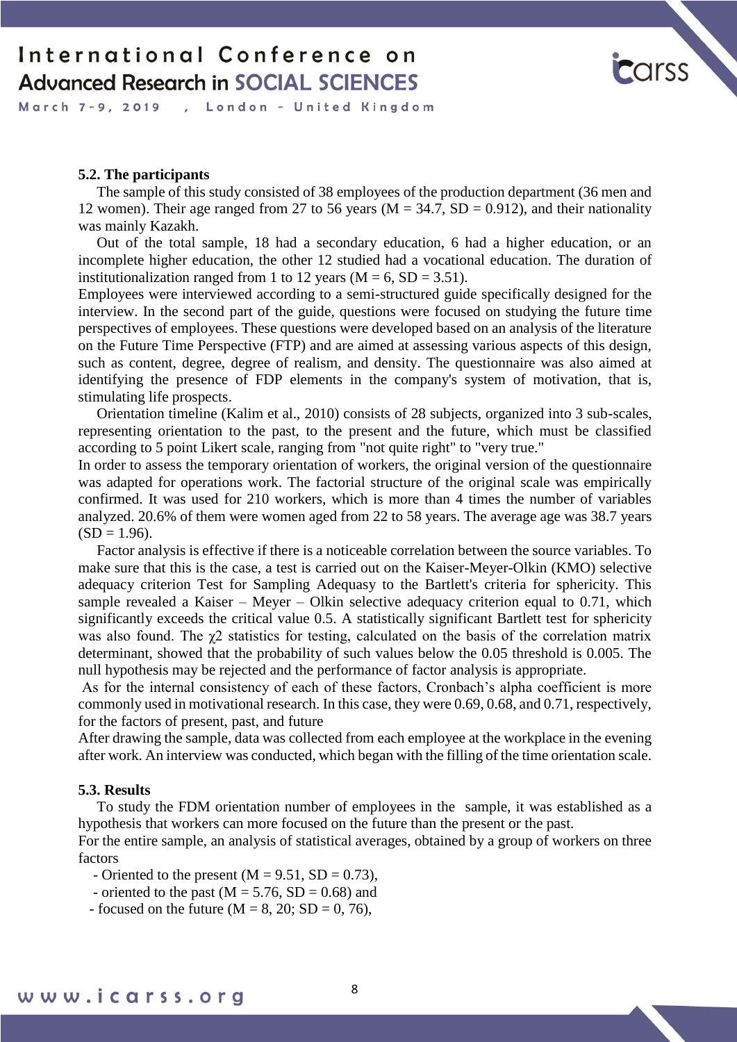### 5.2. The participants

The sample of this study consisted of 38 employees of the production department (36 men and 12 women). Their age ranged from 27 to 56 years (M = 34.7, SD = 0.912), and their nationality was mainly Kazakh.

Out of the total sample, 18 had a secondary education, 6 had a higher education, or an incomplete higher education, the other 12 studied had a vocational education. The duration of institutionalization ranged from 1 to 12 years (M = 6, SD = 3.51).

Employees were interviewed according to a semi-structured guide specifically designed for the interview. In the second part of the guide, questions were focused on studying the future time perspectives of employees. These questions were developed based on an analysis of the literature on the Future Time Perspective (FTP) and are aimed at assessing various aspects of this design, such as content, degree, degree of realism, and density. The questionnaire was also aimed at identifying the presence of FDP elements in the company's system of motivation, that is, stimulating life prospects.

Orientation timeline (Kalim et al., 2010) consists of 28 subjects, organized into 3 sub-scales, representing orientation to the past, to the present and the future, which must be classified according to 5 point Likert scale, ranging from "not quite right" to "very true."

In order to assess the temporary orientation of workers, the original version of the questionnaire was adapted for operations work. The factorial structure of the original scale was empirically confirmed. It was used for 210 workers, which is more than 4 times the number of variables analyzed. 20.6% of them were women aged from 22 to 58 years. The average age was 38.7 years (SD = 1.96).

Factor analysis is effective if there is a noticeable correlation between the source variables. To make sure that this is the case, a test is carried out on the Kaiser-Meyer-Olkin (KMO) selective adequacy criterion Test for Sampling Adequasy to the Bartlett's criteria for sphericity. This sample revealed a Kaiser – Meyer – Olkin selective adequacy criterion equal to 0.71, which significantly exceeds the critical value 0.5. A statistically significant Bartlett test for sphericity was also found. The $\chi 2$ statistics for testing, calculated on the basis of the correlation matrix determinant, showed that the probability of such values below the 0.05 threshold is 0.005. The null hypothesis may be rejected and the performance of factor analysis is appropriate.

As for the internal consistency of each of these factors, Cronbach's alpha coefficient is more commonly used in motivational research. In this case, they were 0.69, 0.68, and 0.71, respectively, for the factors of present, past, and future

After drawing the sample, data was collected from each employee at the workplace in the evening after work. An interview was conducted, which began with the filling of the time orientation scale.

### 5.3. Results

To study the FDM orientation number of employees in the sample, it was established as a hypothesis that workers can more focused on the future than the present or the past.

For the entire sample, an analysis of statistical averages, obtained by a group of workers on three factors

- Oriented to the present (M = 9.51, SD = 0.73),
- oriented to the past (M = 5.76, SD = 0.68) and
- focused on the future (M = 8, 20; SD = 0, 76),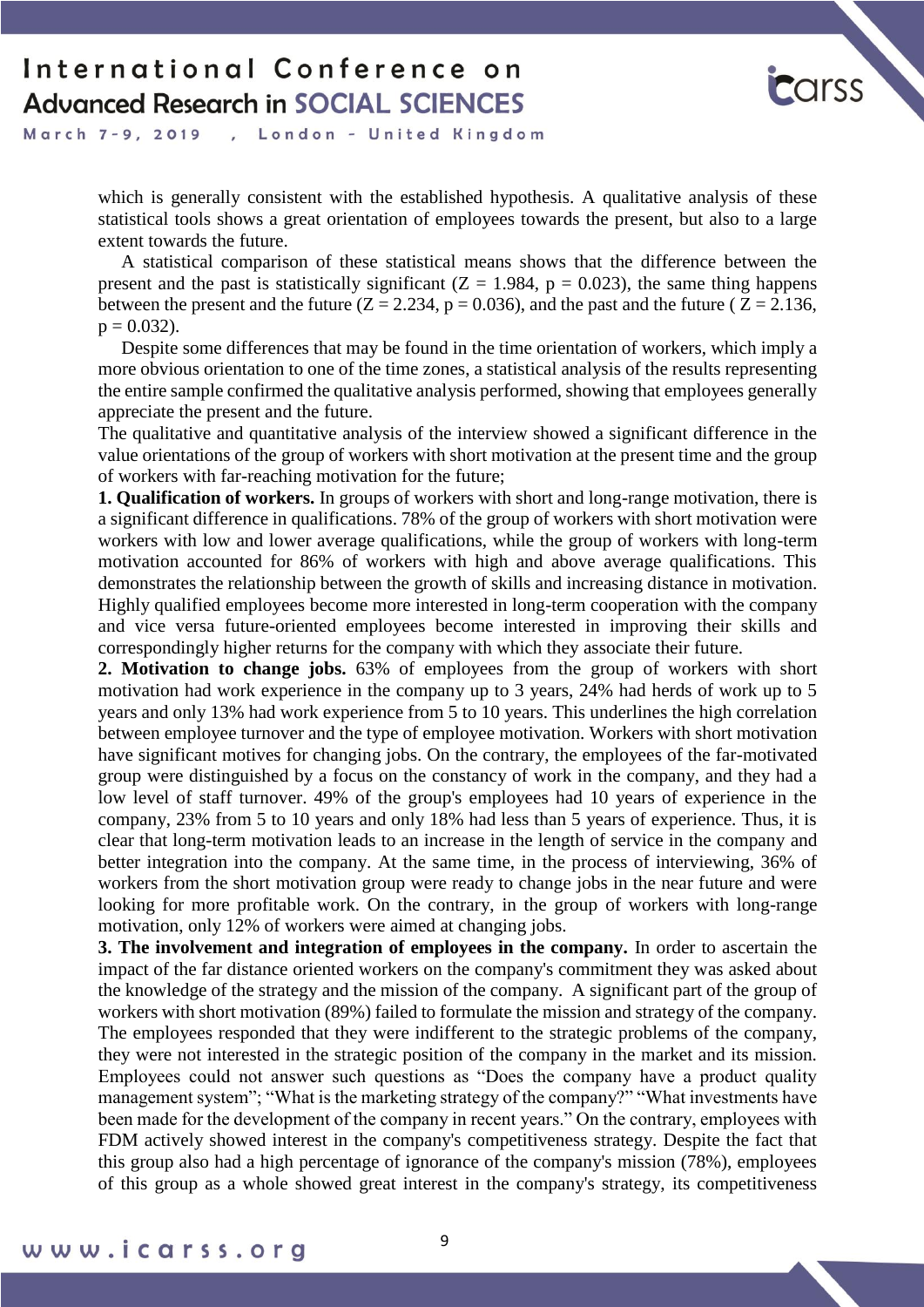which is generally consistent with the established hypothesis. A qualitative analysis of these statistical tools shows a great orientation of employees towards the present, but also to a large extent towards the future.

A statistical comparison of these statistical means shows that the difference between the present and the past is statistically significant ($Z = 1.984$, $p = 0.023$), the same thing happens between the present and the future ($Z = 2.234$, $p = 0.036$), and the past and the future ( $Z = 2.136$, $p = 0.032$).

Despite some differences that may be found in the time orientation of workers, which imply a more obvious orientation to one of the time zones, a statistical analysis of the results representing the entire sample confirmed the qualitative analysis performed, showing that employees generally appreciate the present and the future.

The qualitative and quantitative analysis of the interview showed a significant difference in the value orientations of the group of workers with short motivation at the present time and the group of workers with far-reaching motivation for the future;

**1. Qualification of workers.** In groups of workers with short and long-range motivation, there is a significant difference in qualifications. 78% of the group of workers with short motivation were workers with low and lower average qualifications, while the group of workers with long-term motivation accounted for 86% of workers with high and above average qualifications. This demonstrates the relationship between the growth of skills and increasing distance in motivation. Highly qualified employees become more interested in long-term cooperation with the company and vice versa future-oriented employees become interested in improving their skills and correspondingly higher returns for the company with which they associate their future.

**2. Motivation to change jobs.** 63% of employees from the group of workers with short motivation had work experience in the company up to 3 years, 24% had herds of work up to 5 years and only 13% had work experience from 5 to 10 years. This underlines the high correlation between employee turnover and the type of employee motivation. Workers with short motivation have significant motives for changing jobs. On the contrary, the employees of the far-motivated group were distinguished by a focus on the constancy of work in the company, and they had a low level of staff turnover. 49% of the group's employees had 10 years of experience in the company, 23% from 5 to 10 years and only 18% had less than 5 years of experience. Thus, it is clear that long-term motivation leads to an increase in the length of service in the company and better integration into the company. At the same time, in the process of interviewing, 36% of workers from the short motivation group were ready to change jobs in the near future and were looking for more profitable work. On the contrary, in the group of workers with long-range motivation, only 12% of workers were aimed at changing jobs.

**3. The involvement and integration of employees in the company.** In order to ascertain the impact of the far distance oriented workers on the company's commitment they was asked about the knowledge of the strategy and the mission of the company. A significant part of the group of workers with short motivation (89%) failed to formulate the mission and strategy of the company. The employees responded that they were indifferent to the strategic problems of the company, they were not interested in the strategic position of the company in the market and its mission. Employees could not answer such questions as "Does the company have a product quality management system"; "What is the marketing strategy of the company?" "What investments have been made for the development of the company in recent years." On the contrary, employees with FDM actively showed interest in the company's competitiveness strategy. Despite the fact that this group also had a high percentage of ignorance of the company's mission (78%), employees of this group as a whole showed great interest in the company's strategy, its competitiveness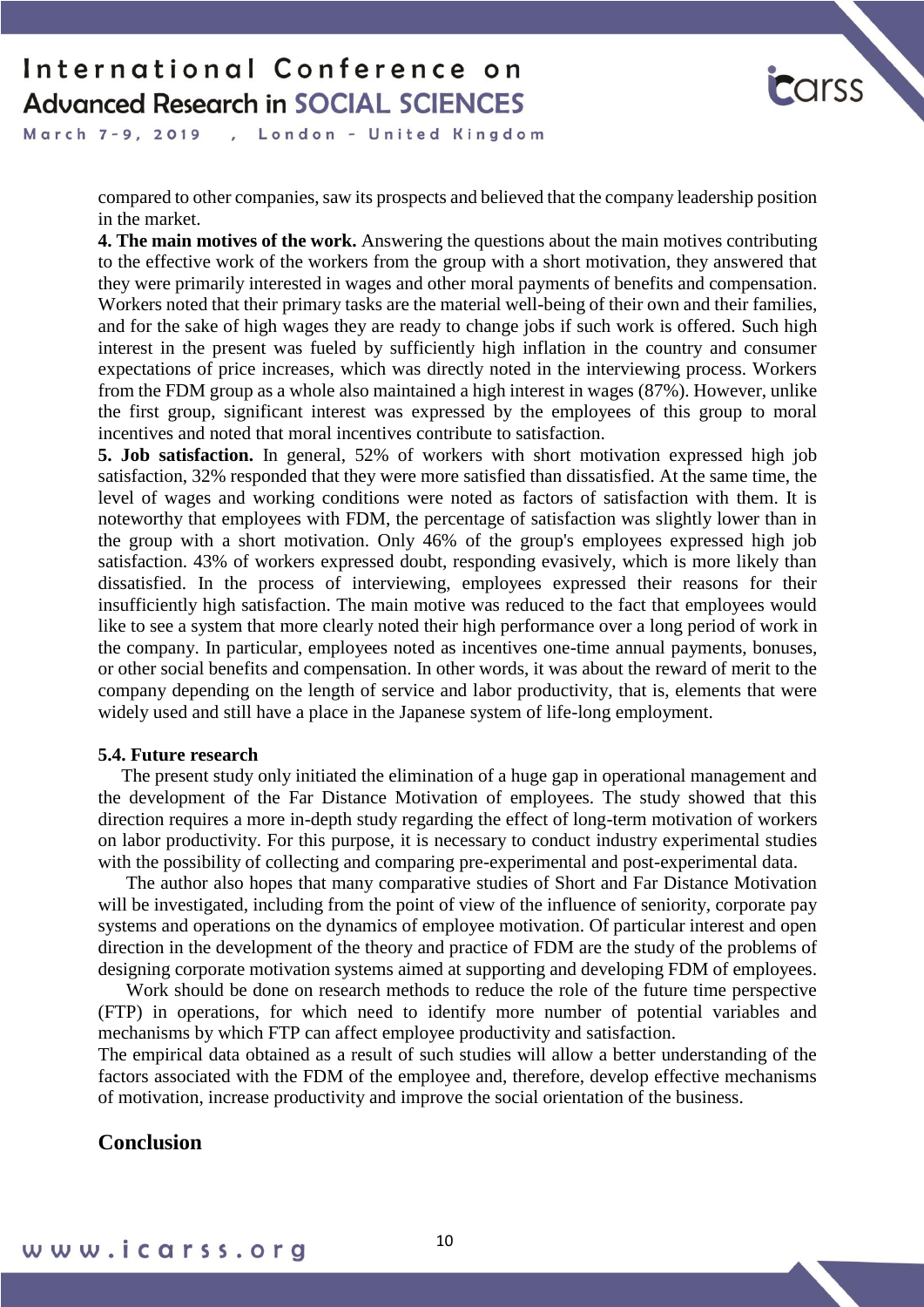compared to other companies, saw its prospects and believed that the company leadership position in the market.

**4. The main motives of the work.** Answering the questions about the main motives contributing to the effective work of the workers from the group with a short motivation, they answered that they were primarily interested in wages and other moral payments of benefits and compensation. Workers noted that their primary tasks are the material well-being of their own and their families, and for the sake of high wages they are ready to change jobs if such work is offered. Such high interest in the present was fueled by sufficiently high inflation in the country and consumer expectations of price increases, which was directly noted in the interviewing process. Workers from the FDM group as a whole also maintained a high interest in wages (87%). However, unlike the first group, significant interest was expressed by the employees of this group to moral incentives and noted that moral incentives contribute to satisfaction.

**5. Job satisfaction.** In general, 52% of workers with short motivation expressed high job satisfaction, 32% responded that they were more satisfied than dissatisfied. At the same time, the level of wages and working conditions were noted as factors of satisfaction with them. It is noteworthy that employees with FDM, the percentage of satisfaction was slightly lower than in the group with a short motivation. Only 46% of the group's employees expressed high job satisfaction. 43% of workers expressed doubt, responding evasively, which is more likely than dissatisfied. In the process of interviewing, employees expressed their reasons for their insufficiently high satisfaction. The main motive was reduced to the fact that employees would like to see a system that more clearly noted their high performance over a long period of work in the company. In particular, employees noted as incentives one-time annual payments, bonuses, or other social benefits and compensation. In other words, it was about the reward of merit to the company depending on the length of service and labor productivity, that is, elements that were widely used and still have a place in the Japanese system of life-long employment.

### 5.4. Future research

The present study only initiated the elimination of a huge gap in operational management and the development of the Far Distance Motivation of employees. The study showed that this direction requires a more in-depth study regarding the effect of long-term motivation of workers on labor productivity. For this purpose, it is necessary to conduct industry experimental studies with the possibility of collecting and comparing pre-experimental and post-experimental data.

The author also hopes that many comparative studies of Short and Far Distance Motivation will be investigated, including from the point of view of the influence of seniority, corporate pay systems and operations on the dynamics of employee motivation. Of particular interest and open direction in the development of the theory and practice of FDM are the study of the problems of designing corporate motivation systems aimed at supporting and developing FDM of employees.

Work should be done on research methods to reduce the role of the future time perspective (FTP) in operations, for which need to identify more number of potential variables and mechanisms by which FTP can affect employee productivity and satisfaction.

The empirical data obtained as a result of such studies will allow a better understanding of the factors associated with the FDM of the employee and, therefore, develop effective mechanisms of motivation, increase productivity and improve the social orientation of the business.

## Conclusion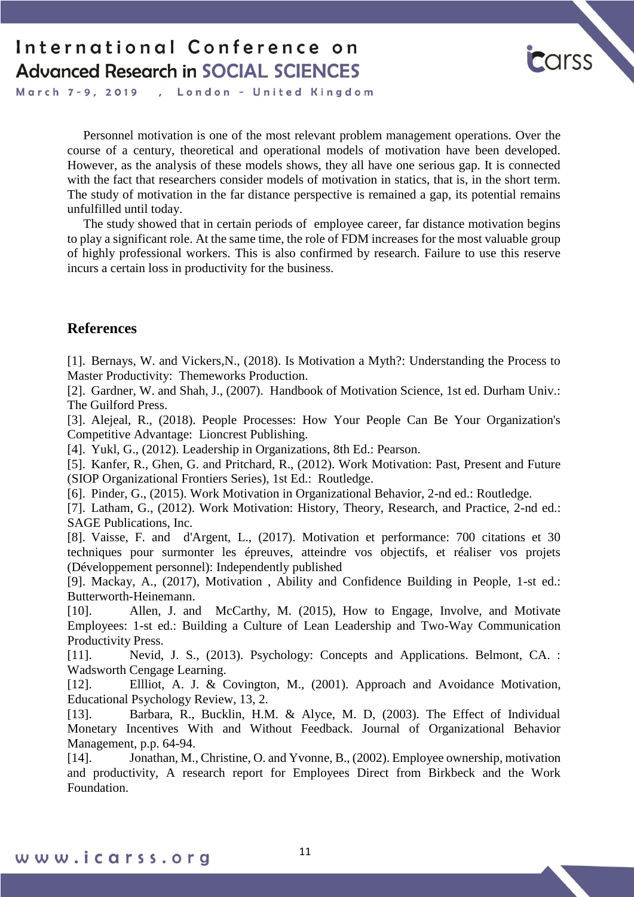Personnel motivation is one of the most relevant problem management operations. Over the course of a century, theoretical and operational models of motivation have been developed. However, as the analysis of these models shows, they all have one serious gap. It is connected with the fact that researchers consider models of motivation in statics, that is, in the short term. The study of motivation in the far distance perspective is remained a gap, its potential remains unfulfilled until today.

The study showed that in certain periods of employee career, far distance motivation begins to play a significant role. At the same time, the role of FDM increases for the most valuable group of highly professional workers. This is also confirmed by research. Failure to use this reserve incurs a certain loss in productivity for the business.

## References

[1]. Bernays, W. and Vickers,N., (2018). Is Motivation a Myth?: Understanding the Process to Master Productivity: Themeworks Production.

[2]. Gardner, W. and Shah, J., (2007). Handbook of Motivation Science, 1st ed. Durham Univ.: The Guilford Press.

[3]. Alejeal, R., (2018). People Processes: How Your People Can Be Your Organization's Competitive Advantage: Lioncrest Publishing.

[4]. Yukl, G., (2012). Leadership in Organizations, 8th Ed.: Pearson.

[5]. Kanfer, R., Ghen, G. and Pritchard, R., (2012). Work Motivation: Past, Present and Future (SIOP Organizational Frontiers Series), 1st Ed.: Routledge.

[6]. Pinder, G., (2015). Work Motivation in Organizational Behavior, 2-nd ed.: Routledge.

[7]. Latham, G., (2012). Work Motivation: History, Theory, Research, and Practice, 2-nd ed.: SAGE Publications, Inc.

[8]. Vaisse, F. and d'Argent, L., (2017). Motivation et performance: 700 citations et 30 techniques pour surmonter les épreuves, atteindre vos objectifs, et réaliser vos projets (Développement personnel): Independently published

[9]. Mackay, A., (2017), Motivation , Ability and Confidence Building in People, 1-st ed.: Butterworth-Heinemann.

[10]. Allen, J. and McCarthy, M. (2015), How to Engage, Involve, and Motivate Employees: 1-st ed.: Building a Culture of Lean Leadership and Two-Way Communication Productivity Press.

[11]. Nevid, J. S., (2013). Psychology: Concepts and Applications. Belmont, CA. : Wadsworth Cengage Learning.

[12]. Ellliot, A. J. & Covington, M., (2001). Approach and Avoidance Motivation, Educational Psychology Review, 13, 2.

[13]. Barbara, R., Bucklin, H.M. & Alyce, M. D, (2003). The Effect of Individual Monetary Incentives With and Without Feedback. Journal of Organizational Behavior Management, p.p. 64-94.

[14]. Jonathan, M., Christine, O. and Yvonne, B., (2002). Employee ownership, motivation and productivity, A research report for Employees Direct from Birkbeck and the Work Foundation.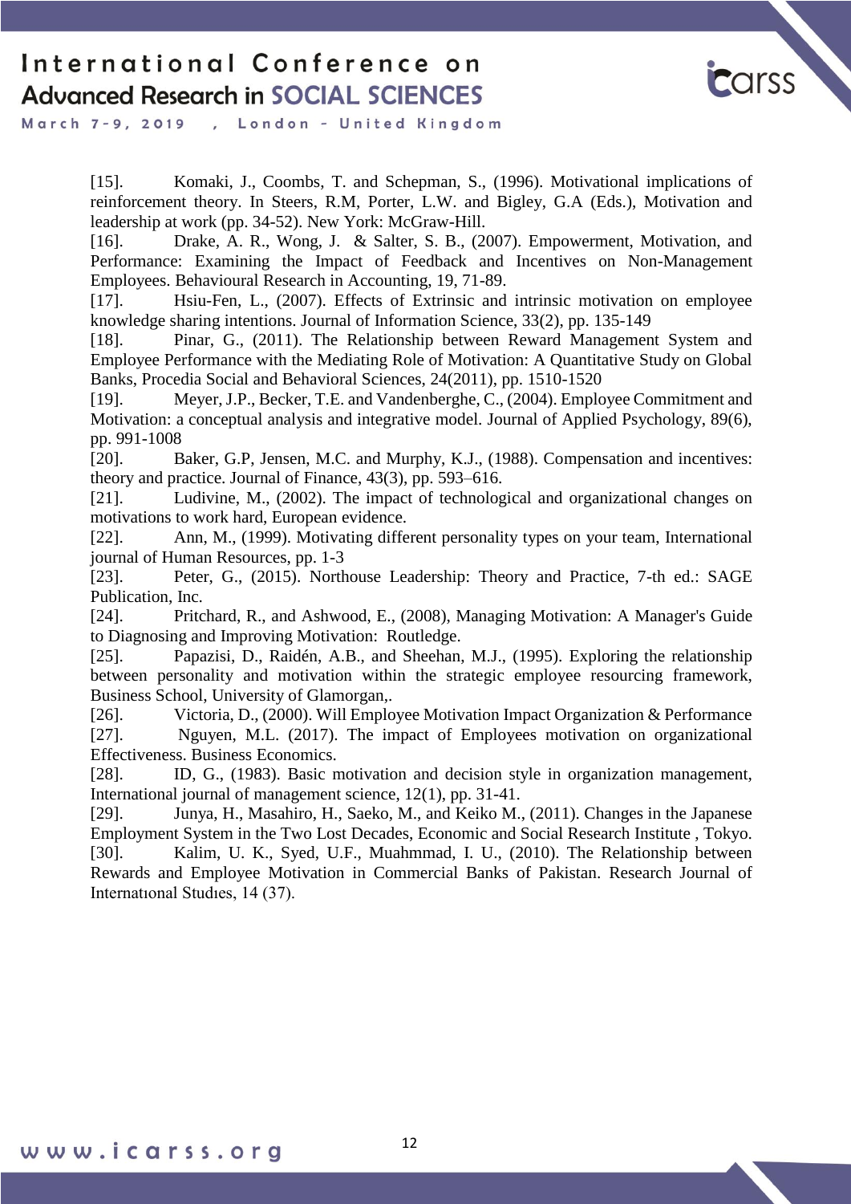[15]. Komaki, J., Coombs, T. and Schepman, S., (1996). Motivational implications of reinforcement theory. In Steers, R.M, Porter, L.W. and Bigley, G.A (Eds.), Motivation and leadership at work (pp. 34-52). New York: McGraw-Hill.

[16]. Drake, A. R., Wong, J. & Salter, S. B., (2007). Empowerment, Motivation, and Performance: Examining the Impact of Feedback and Incentives on Non-Management Employees. Behavioural Research in Accounting, 19, 71-89.

[17]. Hsiu-Fen, L., (2007). Effects of Extrinsic and intrinsic motivation on employee knowledge sharing intentions. Journal of Information Science, 33(2), pp. 135-149

[18]. Pinar, G., (2011). The Relationship between Reward Management System and Employee Performance with the Mediating Role of Motivation: A Quantitative Study on Global Banks, Procedia Social and Behavioral Sciences, 24(2011), pp. 1510-1520

[19]. Meyer, J.P., Becker, T.E. and Vandenberghe, C., (2004). Employee Commitment and Motivation: a conceptual analysis and integrative model. Journal of Applied Psychology, 89(6), pp. 991-1008

[20]. Baker, G.P, Jensen, M.C. and Murphy, K.J., (1988). Compensation and incentives: theory and practice. Journal of Finance, 43(3), pp. 593–616.

[21]. Ludivine, M., (2002). The impact of technological and organizational changes on motivations to work hard, European evidence.

[22]. Ann, M., (1999). Motivating different personality types on your team, International journal of Human Resources, pp. 1-3

[23]. Peter, G., (2015). Northouse Leadership: Theory and Practice, 7-th ed.: SAGE Publication, Inc.

[24]. Pritchard, R., and Ashwood, E., (2008), Managing Motivation: A Manager's Guide to Diagnosing and Improving Motivation: Routledge.

[25]. Papazisi, D., Raidén, A.B., and Sheehan, M.J., (1995). Exploring the relationship between personality and motivation within the strategic employee resourcing framework, Business School, University of Glamorgan,.

[26]. Victoria, D., (2000). Will Employee Motivation Impact Organization & Performance

[27]. Nguyen, M.L. (2017). The impact of Employees motivation on organizational Effectiveness. Business Economics.

[28]. ID, G., (1983). Basic motivation and decision style in organization management, International journal of management science, 12(1), pp. 31-41.

[29]. Junya, H., Masahiro, H., Saeko, M., and Keiko M., (2011). Changes in the Japanese Employment System in the Two Lost Decades, Economic and Social Research Institute , Tokyo.

[30]. Kalim, U. K., Syed, U.F., Muahmmad, I. U., (2010). The Relationship between Rewards and Employee Motivation in Commercial Banks of Pakistan. Research Journal of Internatıonal Studıes, 14 (37).